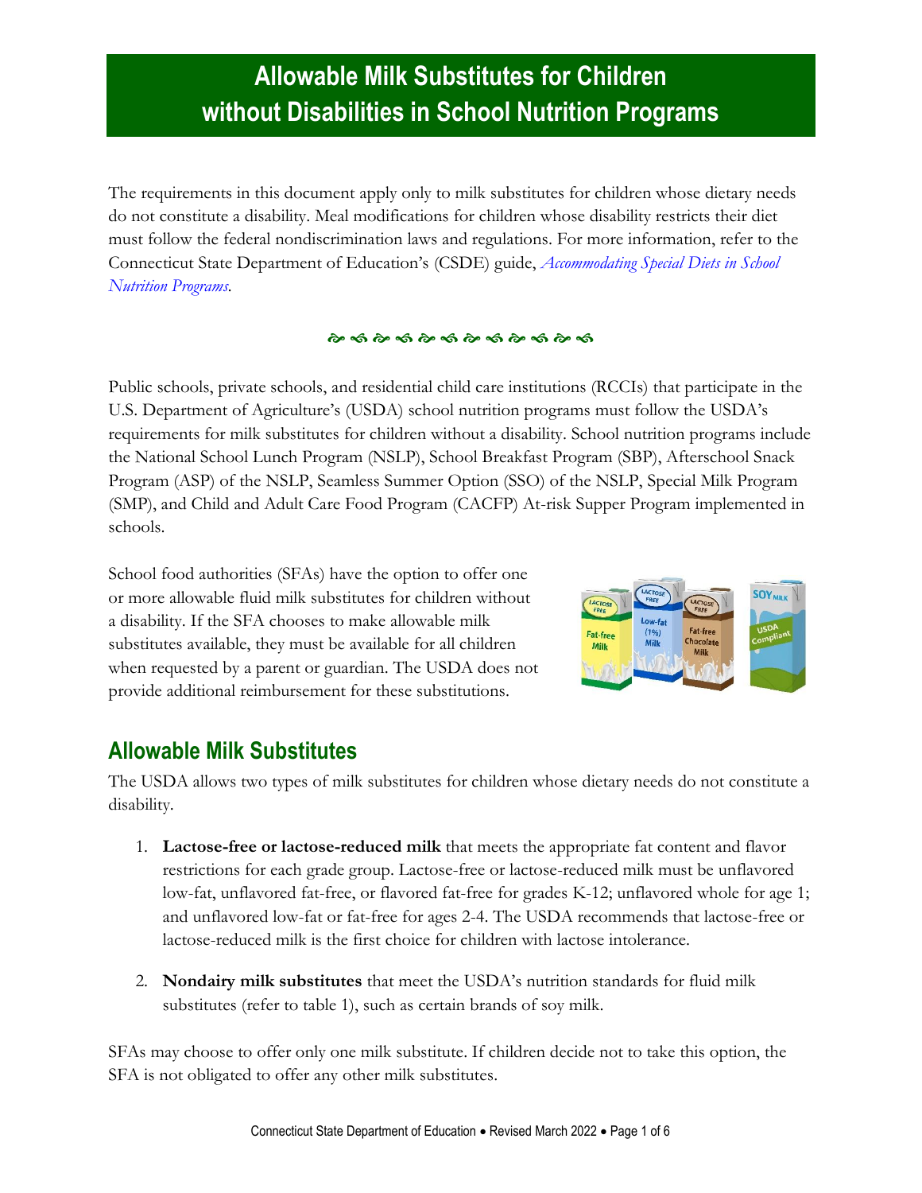# Allowable Milk Substitutes for Children without Disabilities in School Nutrition Programs

The requirements in this document apply only to milk substitutes for children whose dietary needs do not constitute a disability. Meal modifications for children whose disability restricts their diet must follow the federal nondiscrimination laws and regulations. For more information, refer to the Connecticut State Department of Education's (CSDE) guide, *Accommodating Special Diets in School Nutrition Programs*.

Public schools, private schools, and residential child care institutions (RCCIs) that participate in the U.S. Department of Agriculture's (USDA) school nutrition programs must follow the USDA's requirements for milk substitutes for children without a disability. School nutrition programs include the National School Lunch Program (NSLP), School Breakfast Program (SBP), Afterschool Snack Program (ASP) of the NSLP, Seamless Summer Option (SSO) of the NSLP, Special Milk Program (SMP), and Child and Adult Care Food Program (CACFP) At-risk Supper Program implemented in schools.

School food authorities (SFAs) have the option to offer one or more allowable fluid milk substitutes for children without a disability. If the SFA chooses to make allowable milk substitutes available, they must be available for all children when requested by a parent or guardian. The USDA does not provide additional reimbursement for these substitutions.

## Allowable Milk Substitutes

The USDA allows two types of milk substitutes for children whose dietary needs do not constitute a disability.

1. **Lactose-free or lactose-reduced milk** that meets the appropriate fat content and flavor restrictions for each grade group. Lactose-free or lactose-reduced milk must be unflavored low-fat, unflavored fat-free, or flavored fat-free for grades K-12; unflavored whole for age 1; and unflavored low-fat or fat-free for ages 2-4. The USDA recommends that lactose-free or lactose-reduced milk is the first choice for children with lactose intolerance.

2. **Nondairy milk substitutes** that meet the USDA's nutrition standards for fluid milk substitutes (refer to table 1), such as certain brands of soy milk.

SFAs may choose to offer only one milk substitute. If children decide not to take this option, the SFA is not obligated to offer any other milk substitutes.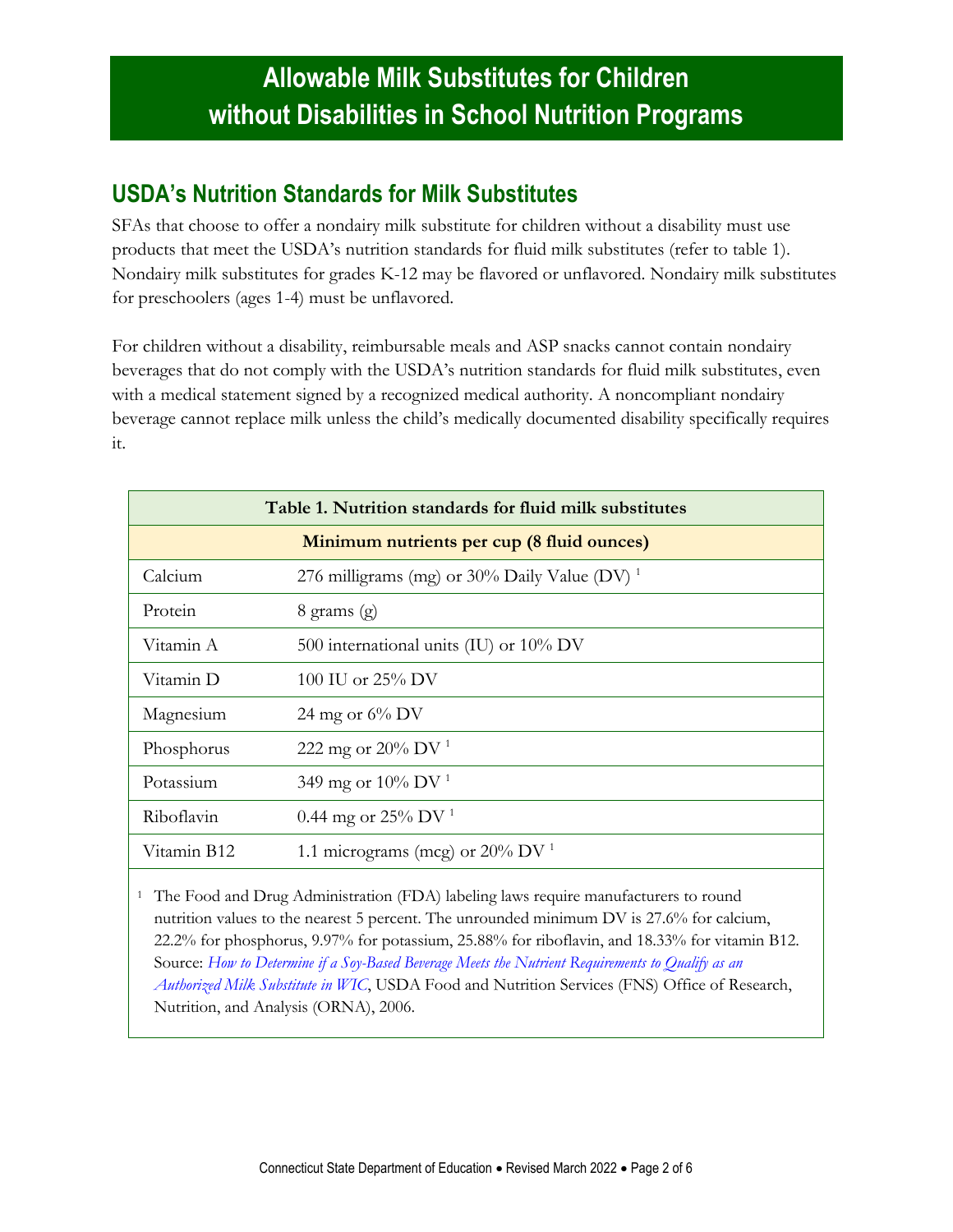# Allowable Milk Substitutes for Children without Disabilities in School Nutrition Programs

## USDA's Nutrition Standards for Milk Substitutes

SFAs that choose to offer a nondairy milk substitute for children without a disability must use products that meet the USDA's nutrition standards for fluid milk substitutes (refer to table 1). Nondairy milk substitutes for grades K-12 may be flavored or unflavored. Nondairy milk substitutes for preschoolers (ages 1-4) must be unflavored.

For children without a disability, reimbursable meals and ASP snacks cannot contain nondairy beverages that do not comply with the USDA's nutrition standards for fluid milk substitutes, even with a medical statement signed by a recognized medical authority. A noncompliant nondairy beverage cannot replace milk unless the child's medically documented disability specifically requires it.

**Table 1. Nutrition standards for fluid milk substitutes**

| Minimum nutrients per cup (8 fluid ounces) | |
|---|---|
| Calcium | 276 milligrams (mg) or 30% Daily Value (DV) [1] |
| Protein | 8 grams (g) |
| Vitamin A | 500 international units (IU) or 10% DV |
| Vitamin D | 100 IU or 25% DV |
| Magnesium | 24 mg or 6% DV |
| Phosphorus | 222 mg or 20% DV [1] |
| Potassium | 349 mg or 10% DV [1] |
| Riboflavin | 0.44 mg or 25% DV [1] |
| Vitamin B12 | 1.1 micrograms (mcg) or 20% DV [1] |

[1] The Food and Drug Administration (FDA) labeling laws require manufacturers to round nutrition values to the nearest 5 percent. The unrounded minimum DV is 27.6% for calcium, 22.2% for phosphorus, 9.97% for potassium, 25.88% for riboflavin, and 18.33% for vitamin B12. Source: *How to Determine if a Soy-Based Beverage Meets the Nutrient Requirements to Qualify as an Authorized Milk Substitute in WIC*, USDA Food and Nutrition Services (FNS) Office of Research, Nutrition, and Analysis (ORNA), 2006.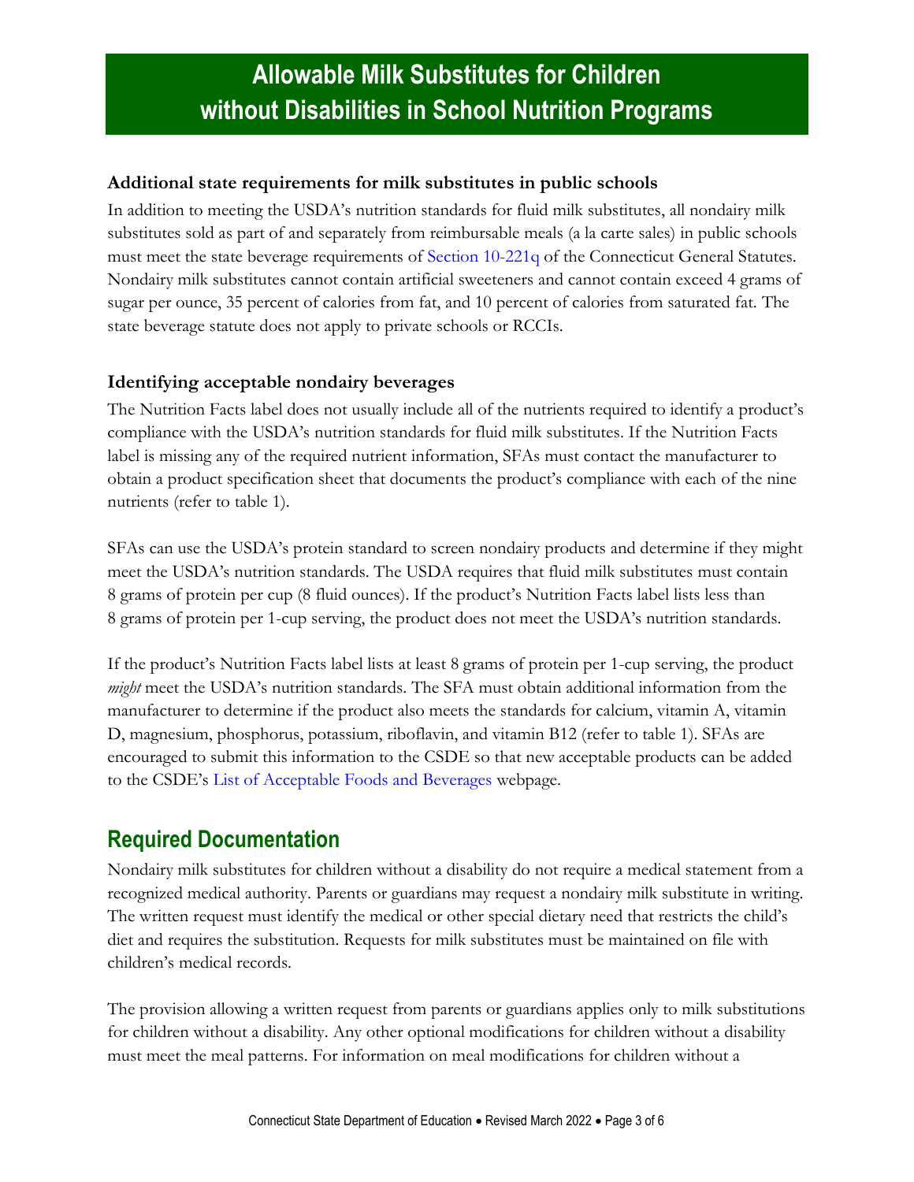# Allowable Milk Substitutes for Children without Disabilities in School Nutrition Programs

### Additional state requirements for milk substitutes in public schools

In addition to meeting the USDA's nutrition standards for fluid milk substitutes, all nondairy milk substitutes sold as part of and separately from reimbursable meals (a la carte sales) in public schools must meet the state beverage requirements of Section 10-221q of the Connecticut General Statutes. Nondairy milk substitutes cannot contain artificial sweeteners and cannot contain exceed 4 grams of sugar per ounce, 35 percent of calories from fat, and 10 percent of calories from saturated fat. The state beverage statute does not apply to private schools or RCCIs.

### Identifying acceptable nondairy beverages

The Nutrition Facts label does not usually include all of the nutrients required to identify a product's compliance with the USDA's nutrition standards for fluid milk substitutes. If the Nutrition Facts label is missing any of the required nutrient information, SFAs must contact the manufacturer to obtain a product specification sheet that documents the product's compliance with each of the nine nutrients (refer to table 1).

SFAs can use the USDA's protein standard to screen nondairy products and determine if they might meet the USDA's nutrition standards. The USDA requires that fluid milk substitutes must contain 8 grams of protein per cup (8 fluid ounces). If the product's Nutrition Facts label lists less than 8 grams of protein per 1-cup serving, the product does not meet the USDA's nutrition standards.

If the product's Nutrition Facts label lists at least 8 grams of protein per 1-cup serving, the product *might* meet the USDA's nutrition standards. The SFA must obtain additional information from the manufacturer to determine if the product also meets the standards for calcium, vitamin A, vitamin D, magnesium, phosphorus, potassium, riboflavin, and vitamin B12 (refer to table 1). SFAs are encouraged to submit this information to the CSDE so that new acceptable products can be added to the CSDE's List of Acceptable Foods and Beverages webpage.

## Required Documentation

Nondairy milk substitutes for children without a disability do not require a medical statement from a recognized medical authority. Parents or guardians may request a nondairy milk substitute in writing. The written request must identify the medical or other special dietary need that restricts the child's diet and requires the substitution. Requests for milk substitutes must be maintained on file with children's medical records.

The provision allowing a written request from parents or guardians applies only to milk substitutions for children without a disability. Any other optional modifications for children without a disability must meet the meal patterns. For information on meal modifications for children without a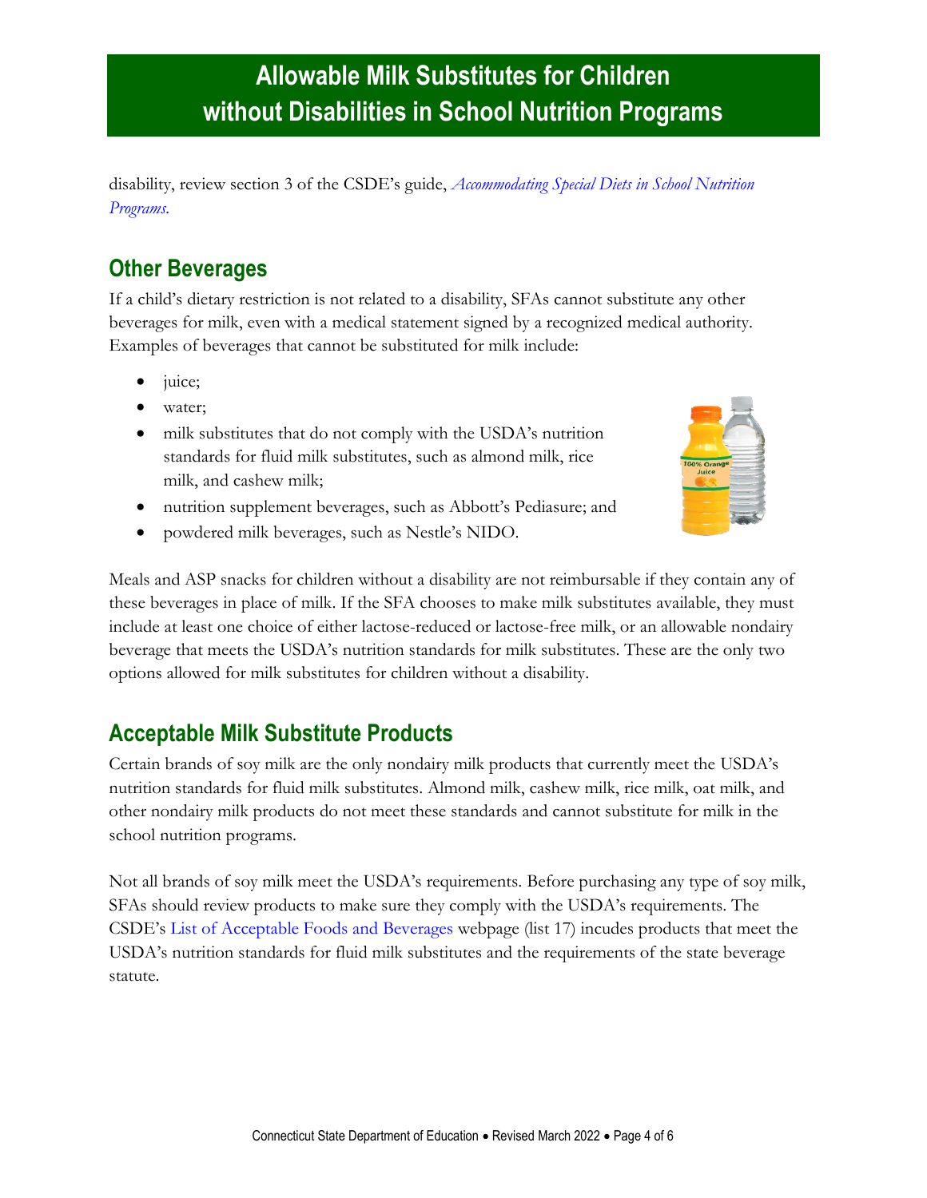disability, review section 3 of the CSDE's guide, *Accommodating Special Diets in School Nutrition Programs.*

## Other Beverages

If a child's dietary restriction is not related to a disability, SFAs cannot substitute any other beverages for milk, even with a medical statement signed by a recognized medical authority. Examples of beverages that cannot be substituted for milk include:

- juice;
- water;
- milk substitutes that do not comply with the USDA's nutrition standards for fluid milk substitutes, such as almond milk, rice milk, and cashew milk;
- nutrition supplement beverages, such as Abbott's Pediasure; and
- powdered milk beverages, such as Nestle's NIDO.

Meals and ASP snacks for children without a disability are not reimbursable if they contain any of these beverages in place of milk. If the SFA chooses to make milk substitutes available, they must include at least one choice of either lactose-reduced or lactose-free milk, or an allowable nondairy beverage that meets the USDA's nutrition standards for milk substitutes. These are the only two options allowed for milk substitutes for children without a disability.

## Acceptable Milk Substitute Products

Certain brands of soy milk are the only nondairy milk products that currently meet the USDA's nutrition standards for fluid milk substitutes. Almond milk, cashew milk, rice milk, oat milk, and other nondairy milk products do not meet these standards and cannot substitute for milk in the school nutrition programs.

Not all brands of soy milk meet the USDA's requirements. Before purchasing any type of soy milk, SFAs should review products to make sure they comply with the USDA's requirements. The CSDE's List of Acceptable Foods and Beverages webpage (list 17) incudes products that meet the USDA's nutrition standards for fluid milk substitutes and the requirements of the state beverage statute.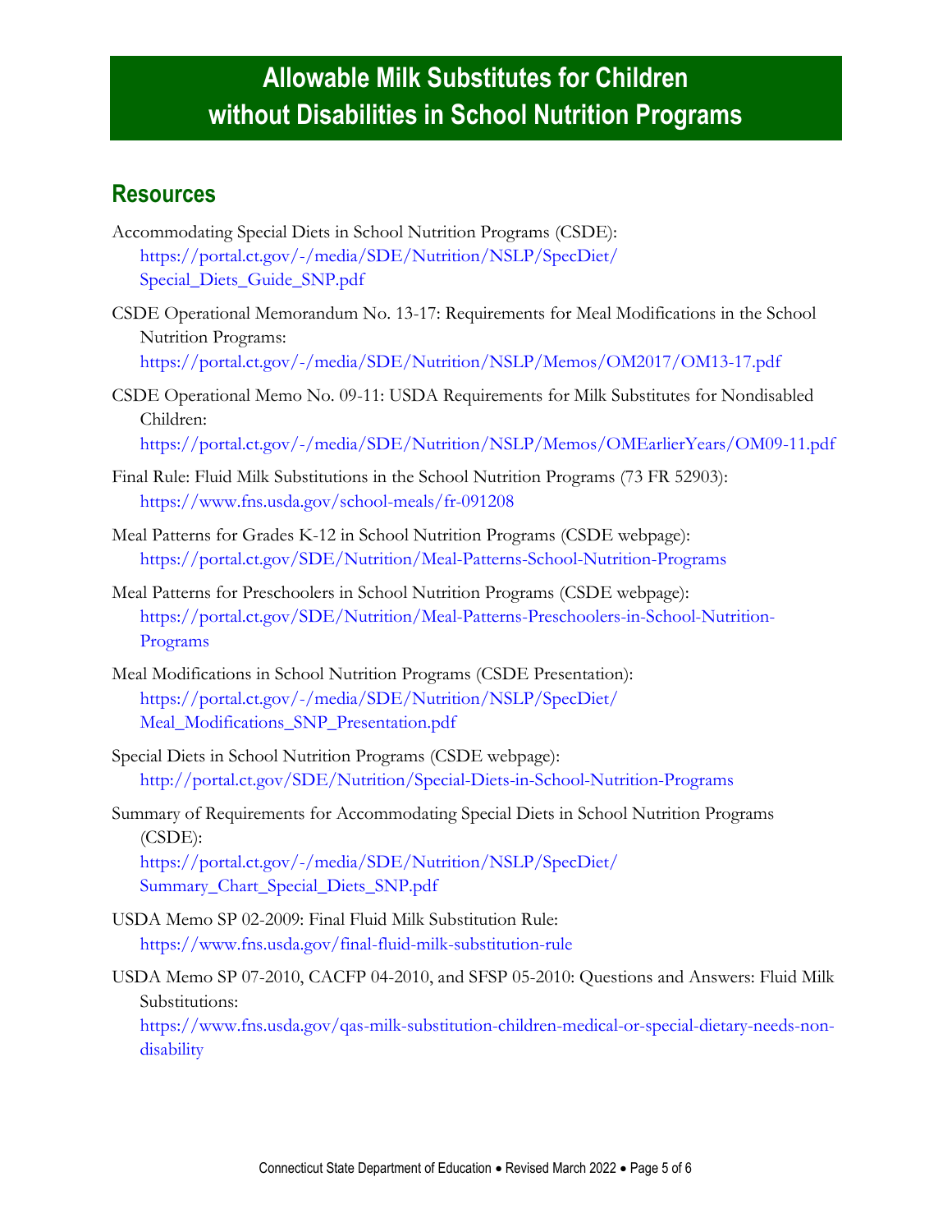# Allowable Milk Substitutes for Children without Disabilities in School Nutrition Programs

## Resources

Accommodating Special Diets in School Nutrition Programs (CSDE):
https://portal.ct.gov/-/media/SDE/Nutrition/NSLP/SpecDiet/Special_Diets_Guide_SNP.pdf

CSDE Operational Memorandum No. 13-17: Requirements for Meal Modifications in the School Nutrition Programs:
https://portal.ct.gov/-/media/SDE/Nutrition/NSLP/Memos/OM2017/OM13-17.pdf

CSDE Operational Memo No. 09-11: USDA Requirements for Milk Substitutes for Nondisabled Children:
https://portal.ct.gov/-/media/SDE/Nutrition/NSLP/Memos/OMEarlierYears/OM09-11.pdf

Final Rule: Fluid Milk Substitutions in the School Nutrition Programs (73 FR 52903):
https://www.fns.usda.gov/school-meals/fr-091208

Meal Patterns for Grades K-12 in School Nutrition Programs (CSDE webpage):
https://portal.ct.gov/SDE/Nutrition/Meal-Patterns-School-Nutrition-Programs

Meal Patterns for Preschoolers in School Nutrition Programs (CSDE webpage):
https://portal.ct.gov/SDE/Nutrition/Meal-Patterns-Preschoolers-in-School-Nutrition-Programs

Meal Modifications in School Nutrition Programs (CSDE Presentation):
https://portal.ct.gov/-/media/SDE/Nutrition/NSLP/SpecDiet/Meal_Modifications_SNP_Presentation.pdf

Special Diets in School Nutrition Programs (CSDE webpage):
http://portal.ct.gov/SDE/Nutrition/Special-Diets-in-School-Nutrition-Programs

Summary of Requirements for Accommodating Special Diets in School Nutrition Programs (CSDE):
https://portal.ct.gov/-/media/SDE/Nutrition/NSLP/SpecDiet/Summary_Chart_Special_Diets_SNP.pdf

USDA Memo SP 02-2009: Final Fluid Milk Substitution Rule:
https://www.fns.usda.gov/final-fluid-milk-substitution-rule

USDA Memo SP 07-2010, CACFP 04-2010, and SFSP 05-2010: Questions and Answers: Fluid Milk Substitutions:
https://www.fns.usda.gov/qas-milk-substitution-children-medical-or-special-dietary-needs-non-disability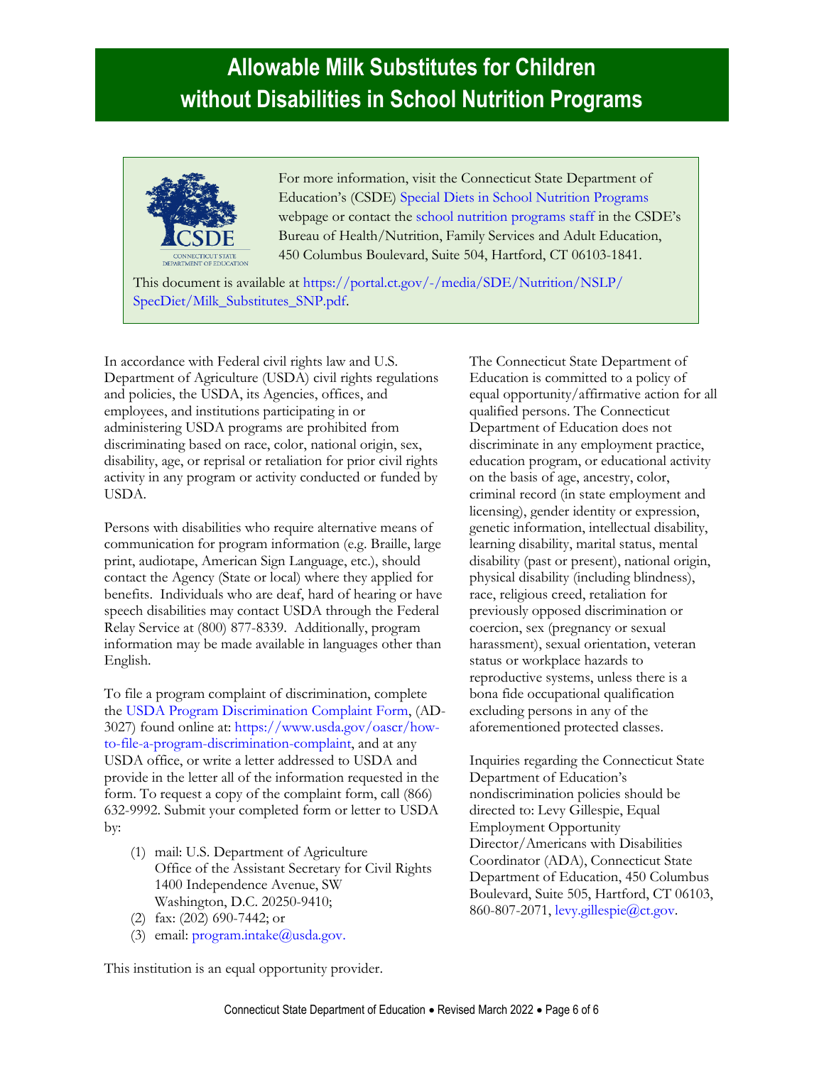# Allowable Milk Substitutes for Children without Disabilities in School Nutrition Programs

For more information, visit the Connecticut State Department of Education's (CSDE) Special Diets in School Nutrition Programs webpage or contact the school nutrition programs staff in the CSDE's Bureau of Health/Nutrition, Family Services and Adult Education, 450 Columbus Boulevard, Suite 504, Hartford, CT 06103-1841.

This document is available at https://portal.ct.gov/-/media/SDE/Nutrition/NSLP/SpecDiet/Milk_Substitutes_SNP.pdf.

In accordance with Federal civil rights law and U.S. Department of Agriculture (USDA) civil rights regulations and policies, the USDA, its Agencies, offices, and employees, and institutions participating in or administering USDA programs are prohibited from discriminating based on race, color, national origin, sex, disability, age, or reprisal or retaliation for prior civil rights activity in any program or activity conducted or funded by USDA.

Persons with disabilities who require alternative means of communication for program information (e.g. Braille, large print, audiotape, American Sign Language, etc.), should contact the Agency (State or local) where they applied for benefits. Individuals who are deaf, hard of hearing or have speech disabilities may contact USDA through the Federal Relay Service at (800) 877-8339. Additionally, program information may be made available in languages other than English.

To file a program complaint of discrimination, complete the USDA Program Discrimination Complaint Form, (AD-3027) found online at: https://www.usda.gov/oascr/how-to-file-a-program-discrimination-complaint, and at any USDA office, or write a letter addressed to USDA and provide in the letter all of the information requested in the form. To request a copy of the complaint form, call (866) 632-9992. Submit your completed form or letter to USDA by:

(1) mail: U.S. Department of Agriculture
Office of the Assistant Secretary for Civil Rights
1400 Independence Avenue, SW
Washington, D.C. 20250-9410;
(2) fax: (202) 690-7442; or
(3) email: program.intake@usda.gov.

This institution is an equal opportunity provider.

The Connecticut State Department of Education is committed to a policy of equal opportunity/affirmative action for all qualified persons. The Connecticut Department of Education does not discriminate in any employment practice, education program, or educational activity on the basis of age, ancestry, color, criminal record (in state employment and licensing), gender identity or expression, genetic information, intellectual disability, learning disability, marital status, mental disability (past or present), national origin, physical disability (including blindness), race, religious creed, retaliation for previously opposed discrimination or coercion, sex (pregnancy or sexual harassment), sexual orientation, veteran status or workplace hazards to reproductive systems, unless there is a bona fide occupational qualification excluding persons in any of the aforementioned protected classes.

Inquiries regarding the Connecticut State Department of Education's nondiscrimination policies should be directed to: Levy Gillespie, Equal Employment Opportunity Director/Americans with Disabilities Coordinator (ADA), Connecticut State Department of Education, 450 Columbus Boulevard, Suite 505, Hartford, CT 06103, 860-807-2071, levy.gillespie@ct.gov.